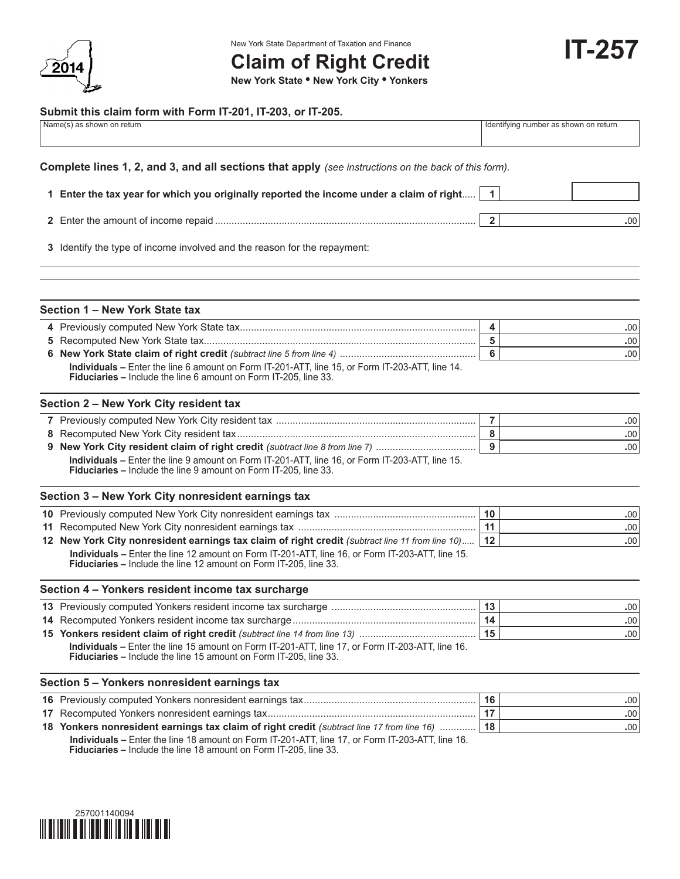New York State Department of Taxation and Finance

# Claim of Right Credit

**New York State • New York City • Yonkers**

**IT-257**

2014

**Submit this claim form with Form IT-201, IT-203, or IT-205.**

| Name(s) as shown on return | Identifying number as shown on return |
|---|---|
| | |

**Complete lines 1, 2, and 3, and all sections that apply** *(see instructions on the back of this form).*

| | | |
|---|---|---|
| **1 Enter the tax year for which you originally reported the income under a claim of right** | 1 | |
| 2 Enter the amount of income repaid | 2 | .00 |

3 Identify the type of income involved and the reason for the repayment:

## Section 1 – New York State tax

| | | |
|---|---|---|
| 4 Previously computed New York State tax | 4 | .00 |
| 5 Recomputed New York State tax | 5 | .00 |
| **6 New York State claim of right credit** *(subtract line 5 from line 4)* | 6 | .00 |

**Individuals –** Enter the line 6 amount on Form IT-201-ATT, line 15, or Form IT-203-ATT, line 14.
**Fiduciaries –** Include the line 6 amount on Form IT-205, line 33.

## Section 2 – New York City resident tax

| | | |
|---|---|---|
| 7 Previously computed New York City resident tax | 7 | .00 |
| 8 Recomputed New York City resident tax | 8 | .00 |
| **9 New York City resident claim of right credit** *(subtract line 8 from line 7)* | 9 | .00 |

**Individuals –** Enter the line 9 amount on Form IT-201-ATT, line 16, or Form IT-203-ATT, line 15.
**Fiduciaries –** Include the line 9 amount on Form IT-205, line 33.

## Section 3 – New York City nonresident earnings tax

| | | |
|---|---|---|
| 10 Previously computed New York City nonresident earnings tax | 10 | .00 |
| 11 Recomputed New York City nonresident earnings tax | 11 | .00 |
| **12 New York City nonresident earnings tax claim of right credit** *(subtract line 11 from line 10)* | 12 | .00 |

**Individuals –** Enter the line 12 amount on Form IT-201-ATT, line 16, or Form IT-203-ATT, line 15.
**Fiduciaries –** Include the line 12 amount on Form IT-205, line 33.

## Section 4 – Yonkers resident income tax surcharge

| | | |
|---|---|---|
| 13 Previously computed Yonkers resident income tax surcharge | 13 | .00 |
| 14 Recomputed Yonkers resident income tax surcharge | 14 | .00 |
| **15 Yonkers resident claim of right credit** *(subtract line 14 from line 13)* | 15 | .00 |

**Individuals –** Enter the line 15 amount on Form IT-201-ATT, line 17, or Form IT-203-ATT, line 16.
**Fiduciaries –** Include the line 15 amount on Form IT-205, line 33.

## Section 5 – Yonkers nonresident earnings tax

| | | |
|---|---|---|
| 16 Previously computed Yonkers nonresident earnings tax | 16 | .00 |
| 17 Recomputed Yonkers nonresident earnings tax | 17 | .00 |
| **18 Yonkers nonresident earnings tax claim of right credit** *(subtract line 17 from line 16)* | 18 | .00 |

**Individuals –** Enter the line 18 amount on Form IT-201-ATT, line 17, or Form IT-203-ATT, line 16.
**Fiduciaries –** Include the line 18 amount on Form IT-205, line 33.

257001140094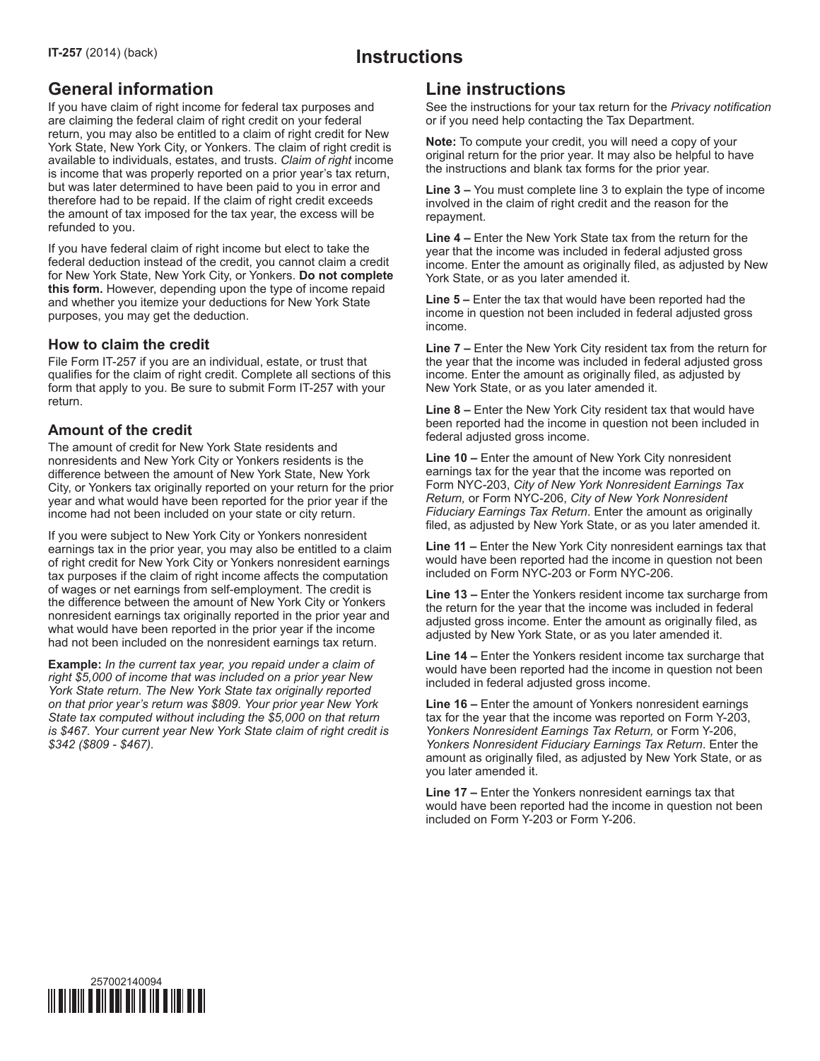# Instructions

## General information

If you have claim of right income for federal tax purposes and are claiming the federal claim of right credit on your federal return, you may also be entitled to a claim of right credit for New York State, New York City, or Yonkers. The claim of right credit is available to individuals, estates, and trusts. *Claim of right* income is income that was properly reported on a prior year's tax return, but was later determined to have been paid to you in error and therefore had to be repaid. If the claim of right credit exceeds the amount of tax imposed for the tax year, the excess will be refunded to you.

If you have federal claim of right income but elect to take the federal deduction instead of the credit, you cannot claim a credit for New York State, New York City, or Yonkers. **Do not complete this form.** However, depending upon the type of income repaid and whether you itemize your deductions for New York State purposes, you may get the deduction.

### How to claim the credit

File Form IT-257 if you are an individual, estate, or trust that qualifies for the claim of right credit. Complete all sections of this form that apply to you. Be sure to submit Form IT-257 with your return.

### Amount of the credit

The amount of credit for New York State residents and nonresidents and New York City or Yonkers residents is the difference between the amount of New York State, New York City, or Yonkers tax originally reported on your return for the prior year and what would have been reported for the prior year if the income had not been included on your state or city return.

If you were subject to New York City or Yonkers nonresident earnings tax in the prior year, you may also be entitled to a claim of right credit for New York City or Yonkers nonresident earnings tax purposes if the claim of right income affects the computation of wages or net earnings from self-employment. The credit is the difference between the amount of New York City or Yonkers nonresident earnings tax originally reported in the prior year and what would have been reported in the prior year if the income had not been included on the nonresident earnings tax return.

**Example:** *In the current tax year, you repaid under a claim of right $5,000 of income that was included on a prior year New York State return. The New York State tax originally reported on that prior year's return was $809. Your prior year New York State tax computed without including the $5,000 on that return is $467. Your current year New York State claim of right credit is $342 ($809 - $467).*

## Line instructions

See the instructions for your tax return for the *Privacy notification* or if you need help contacting the Tax Department.

**Note:** To compute your credit, you will need a copy of your original return for the prior year. It may also be helpful to have the instructions and blank tax forms for the prior year.

**Line 3 –** You must complete line 3 to explain the type of income involved in the claim of right credit and the reason for the repayment.

**Line 4 –** Enter the New York State tax from the return for the year that the income was included in federal adjusted gross income. Enter the amount as originally filed, as adjusted by New York State, or as you later amended it.

**Line 5 –** Enter the tax that would have been reported had the income in question not been included in federal adjusted gross income.

**Line 7 –** Enter the New York City resident tax from the return for the year that the income was included in federal adjusted gross income. Enter the amount as originally filed, as adjusted by New York State, or as you later amended it.

**Line 8 –** Enter the New York City resident tax that would have been reported had the income in question not been included in federal adjusted gross income.

**Line 10 –** Enter the amount of New York City nonresident earnings tax for the year that the income was reported on Form NYC-203, *City of New York Nonresident Earnings Tax Return,* or Form NYC-206, *City of New York Nonresident Fiduciary Earnings Tax Return*. Enter the amount as originally filed, as adjusted by New York State, or as you later amended it.

**Line 11 –** Enter the New York City nonresident earnings tax that would have been reported had the income in question not been included on Form NYC-203 or Form NYC-206.

**Line 13 –** Enter the Yonkers resident income tax surcharge from the return for the year that the income was included in federal adjusted gross income. Enter the amount as originally filed, as adjusted by New York State, or as you later amended it.

**Line 14 –** Enter the Yonkers resident income tax surcharge that would have been reported had the income in question not been included in federal adjusted gross income.

**Line 16 –** Enter the amount of Yonkers nonresident earnings tax for the year that the income was reported on Form Y-203, *Yonkers Nonresident Earnings Tax Return,* or Form Y-206, *Yonkers Nonresident Fiduciary Earnings Tax Return*. Enter the amount as originally filed, as adjusted by New York State, or as you later amended it.

**Line 17 –** Enter the Yonkers nonresident earnings tax that would have been reported had the income in question not been included on Form Y-203 or Form Y-206.

257002140094